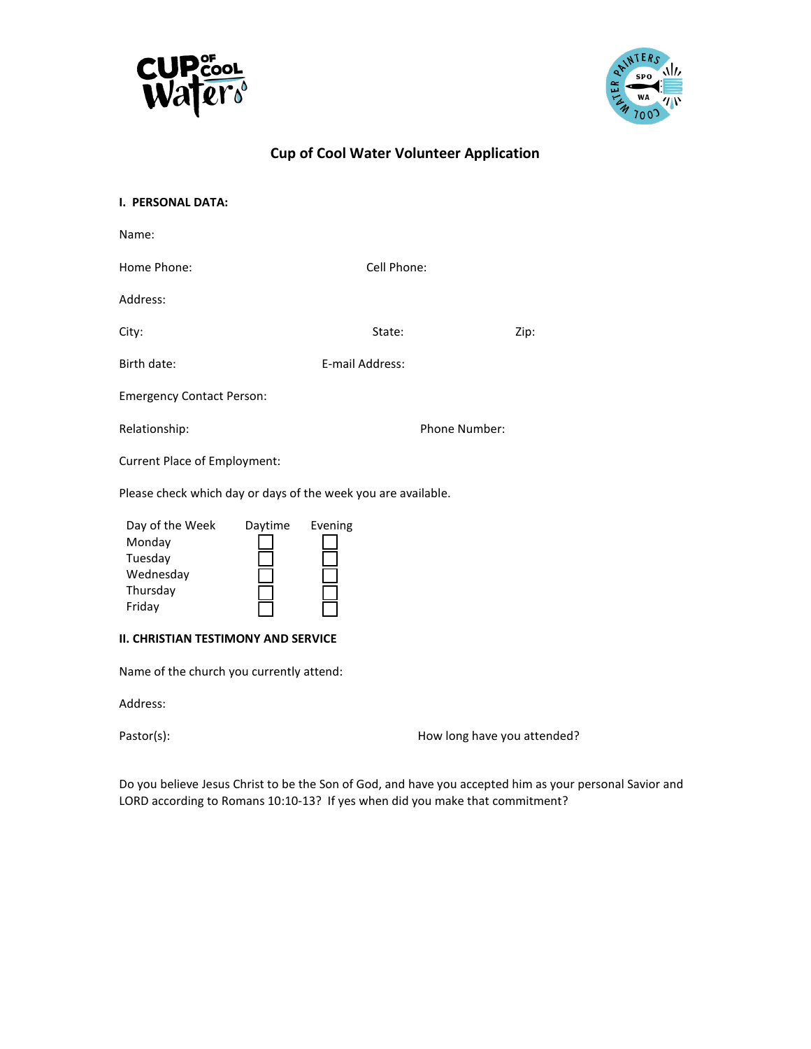# Cup of Cool Water Volunteer Application

**I. PERSONAL DATA:**

Name:

Home Phone: Cell Phone:

Address:

City: State: Zip:

Birth date: E-mail Address:

Emergency Contact Person:

Relationship: Phone Number:

Current Place of Employment:

Please check which day or days of the week you are available.

| Day of the Week | Daytime | Evening |
| --- | --- | --- |
| Monday | ☐ | ☐ |
| Tuesday | ☐ | ☐ |
| Wednesday | ☐ | ☐ |
| Thursday | ☐ | ☐ |
| Friday | ☐ | ☐ |

**II. CHRISTIAN TESTIMONY AND SERVICE**

Name of the church you currently attend:

Address:

Pastor(s): How long have you attended?

Do you believe Jesus Christ to be the Son of God, and have you accepted him as your personal Savior and LORD according to Romans 10:10-13? If yes when did you make that commitment?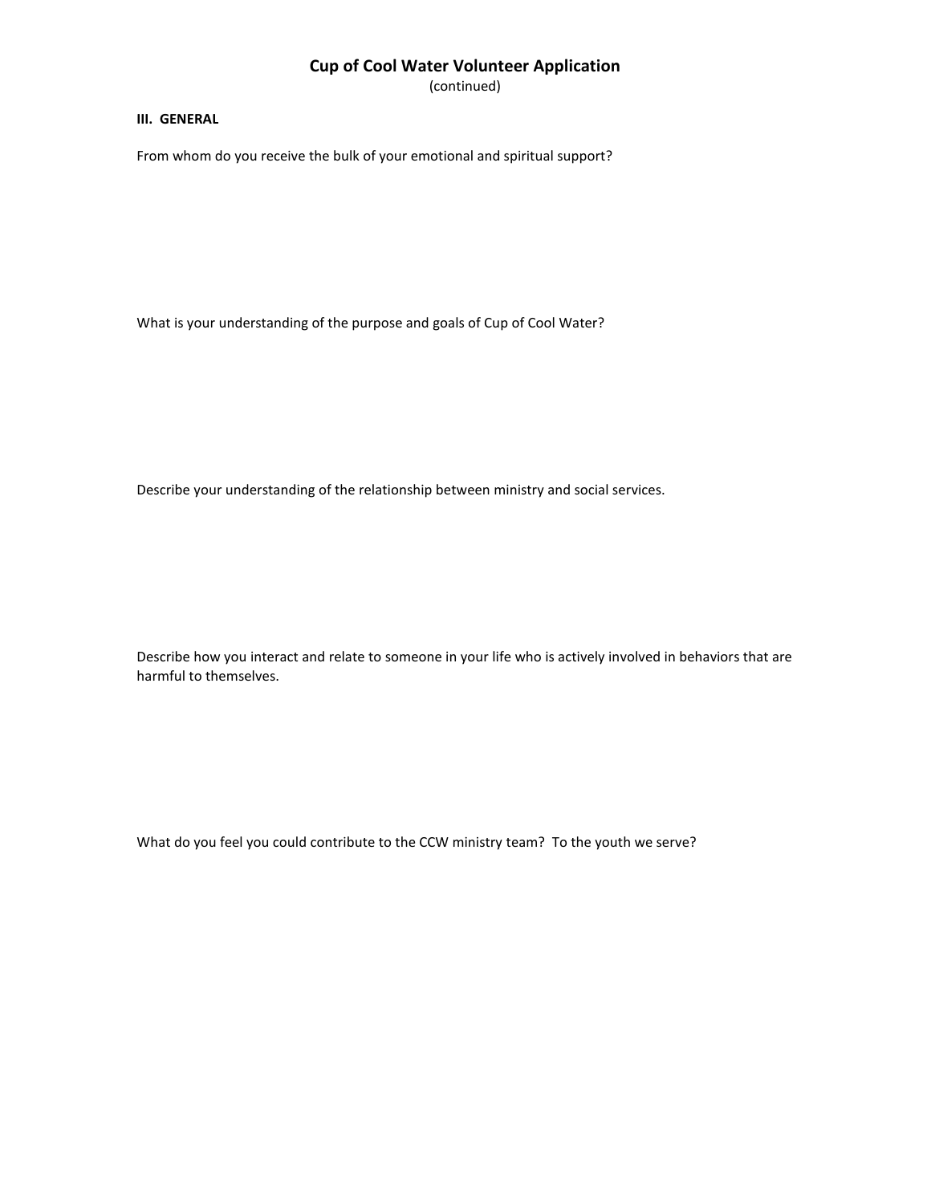# Cup of Cool Water Volunteer Application

(continued)

**III. GENERAL**

From whom do you receive the bulk of your emotional and spiritual support?

What is your understanding of the purpose and goals of Cup of Cool Water?

Describe your understanding of the relationship between ministry and social services.

Describe how you interact and relate to someone in your life who is actively involved in behaviors that are harmful to themselves.

What do you feel you could contribute to the CCW ministry team? To the youth we serve?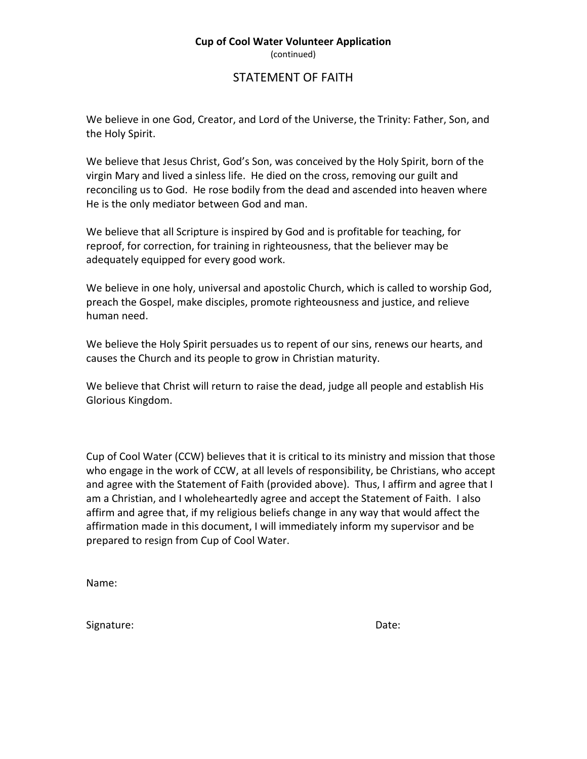**Cup of Cool Water Volunteer Application**

(continued)

# STATEMENT OF FAITH

We believe in one God, Creator, and Lord of the Universe, the Trinity: Father, Son, and the Holy Spirit.

We believe that Jesus Christ, God's Son, was conceived by the Holy Spirit, born of the virgin Mary and lived a sinless life. He died on the cross, removing our guilt and reconciling us to God. He rose bodily from the dead and ascended into heaven where He is the only mediator between God and man.

We believe that all Scripture is inspired by God and is profitable for teaching, for reproof, for correction, for training in righteousness, that the believer may be adequately equipped for every good work.

We believe in one holy, universal and apostolic Church, which is called to worship God, preach the Gospel, make disciples, promote righteousness and justice, and relieve human need.

We believe the Holy Spirit persuades us to repent of our sins, renews our hearts, and causes the Church and its people to grow in Christian maturity.

We believe that Christ will return to raise the dead, judge all people and establish His Glorious Kingdom.

Cup of Cool Water (CCW) believes that it is critical to its ministry and mission that those who engage in the work of CCW, at all levels of responsibility, be Christians, who accept and agree with the Statement of Faith (provided above). Thus, I affirm and agree that I am a Christian, and I wholeheartedly agree and accept the Statement of Faith. I also affirm and agree that, if my religious beliefs change in any way that would affect the affirmation made in this document, I will immediately inform my supervisor and be prepared to resign from Cup of Cool Water.

Name:

Signature: Date: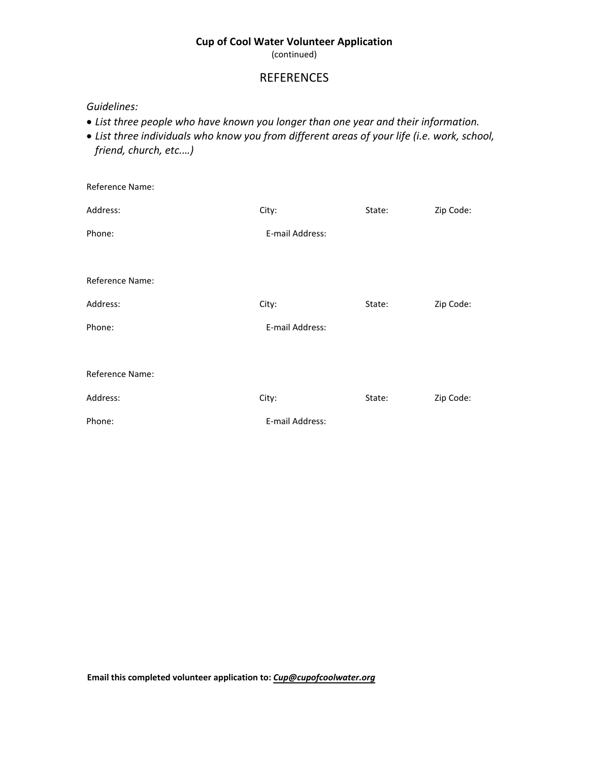**Cup of Cool Water Volunteer Application**
(continued)

## REFERENCES

*Guidelines:*

- *List three people who have known you longer than one year and their information.*
- *List three individuals who know you from different areas of your life (i.e. work, school, friend, church, etc.…)*

Reference Name:

Address: City: State: Zip Code:

Phone: E-mail Address:

Reference Name:

Address: City: State: Zip Code:

Phone: E-mail Address:

Reference Name:

Address: City: State: Zip Code:

Phone: E-mail Address:

**Email this completed volunteer application to: *Cup@cupofcoolwater.org***